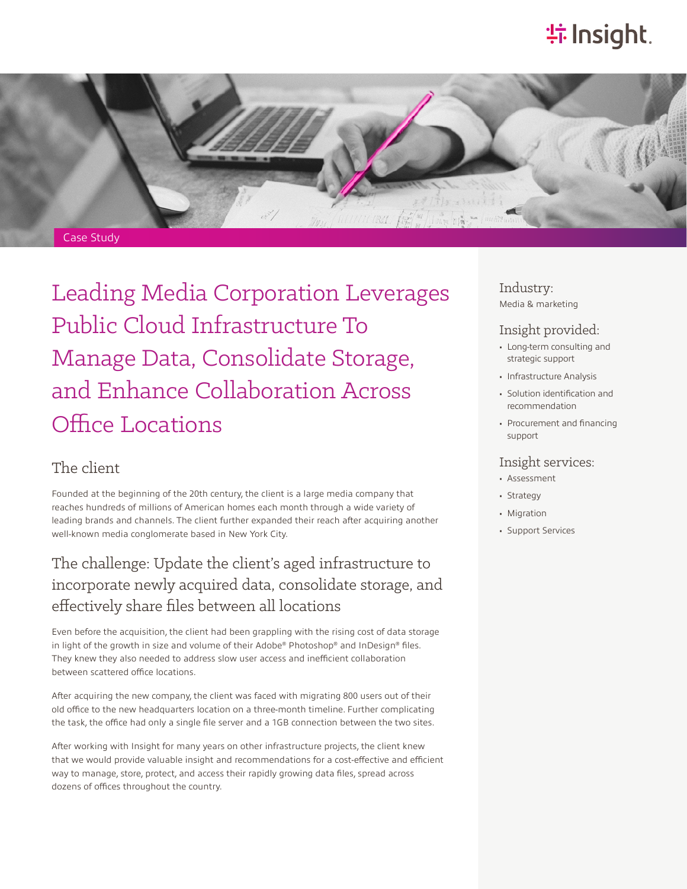Case Study

# Leading Media Corporation Leverages Public Cloud Infrastructure To Manage Data, Consolidate Storage, and Enhance Collaboration Across Office Locations

## The client

Founded at the beginning of the 20th century, the client is a large media company that reaches hundreds of millions of American homes each month through a wide variety of leading brands and channels. The client further expanded their reach after acquiring another well-known media conglomerate based in New York City.

## The challenge: Update the client's aged infrastructure to incorporate newly acquired data, consolidate storage, and effectively share files between all locations

Even before the acquisition, the client had been grappling with the rising cost of data storage in light of the growth in size and volume of their Adobe® Photoshop® and InDesign® files. They knew they also needed to address slow user access and inefficient collaboration between scattered office locations.

After acquiring the new company, the client was faced with migrating 800 users out of their old office to the new headquarters location on a three-month timeline. Further complicating the task, the office had only a single file server and a 1GB connection between the two sites.

After working with Insight for many years on other infrastructure projects, the client knew that we would provide valuable insight and recommendations for a cost-effective and efficient way to manage, store, protect, and access their rapidly growing data files, spread across dozens of offices throughout the country.

### Industry:

Media & marketing

### Insight provided:

- Long-term consulting and strategic support
- Infrastructure Analysis
- Solution identification and recommendation
- Procurement and financing support

### Insight services:

- Assessment
- Strategy
- Migration
- Support Services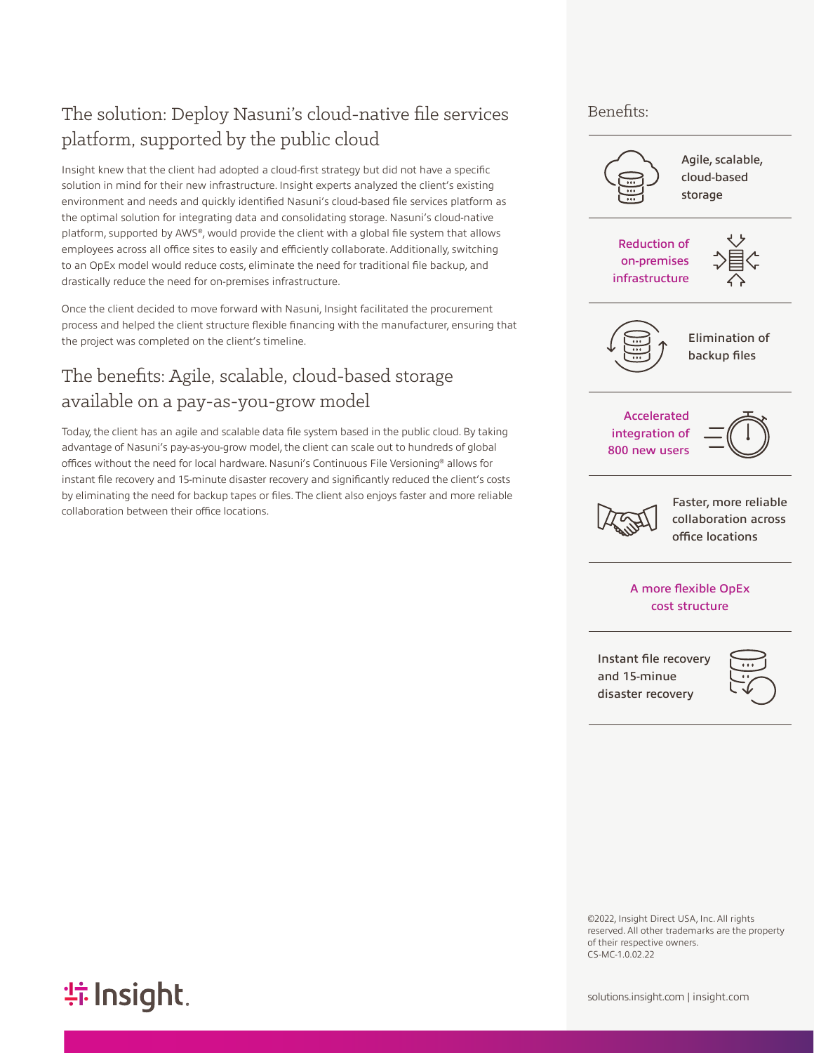## The solution: Deploy Nasuni's cloud-native file services platform, supported by the public cloud

Insight knew that the client had adopted a cloud-first strategy but did not have a specific solution in mind for their new infrastructure. Insight experts analyzed the client's existing environment and needs and quickly identified Nasuni's cloud-based file services platform as the optimal solution for integrating data and consolidating storage. Nasuni's cloud-native platform, supported by AWS®, would provide the client with a global file system that allows employees across all office sites to easily and efficiently collaborate. Additionally, switching to an OpEx model would reduce costs, eliminate the need for traditional file backup, and drastically reduce the need for on-premises infrastructure.

Once the client decided to move forward with Nasuni, Insight facilitated the procurement process and helped the client structure flexible financing with the manufacturer, ensuring that the project was completed on the client's timeline.

## The benefits: Agile, scalable, cloud-based storage available on a pay-as-you-grow model

Today, the client has an agile and scalable data file system based in the public cloud. By taking advantage of Nasuni's pay-as-you-grow model, the client can scale out to hundreds of global offices without the need for local hardware. Nasuni's Continuous File Versioning® allows for instant file recovery and 15-minute disaster recovery and significantly reduced the client's costs by eliminating the need for backup tapes or files. The client also enjoys faster and more reliable collaboration between their office locations.

### Benefits:

- Agile, scalable, cloud-based storage
- Reduction of on-premises infrastructure
- Elimination of backup files
- Accelerated integration of 800 new users
- Faster, more reliable collaboration across office locations
- A more flexible OpEx cost structure
- Instant file recovery and 15-minue disaster recovery

©2022, Insight Direct USA, Inc. All rights reserved. All other trademarks are the property of their respective owners.
CS-MC-1.0.02.22

solutions.insight.com | insight.com